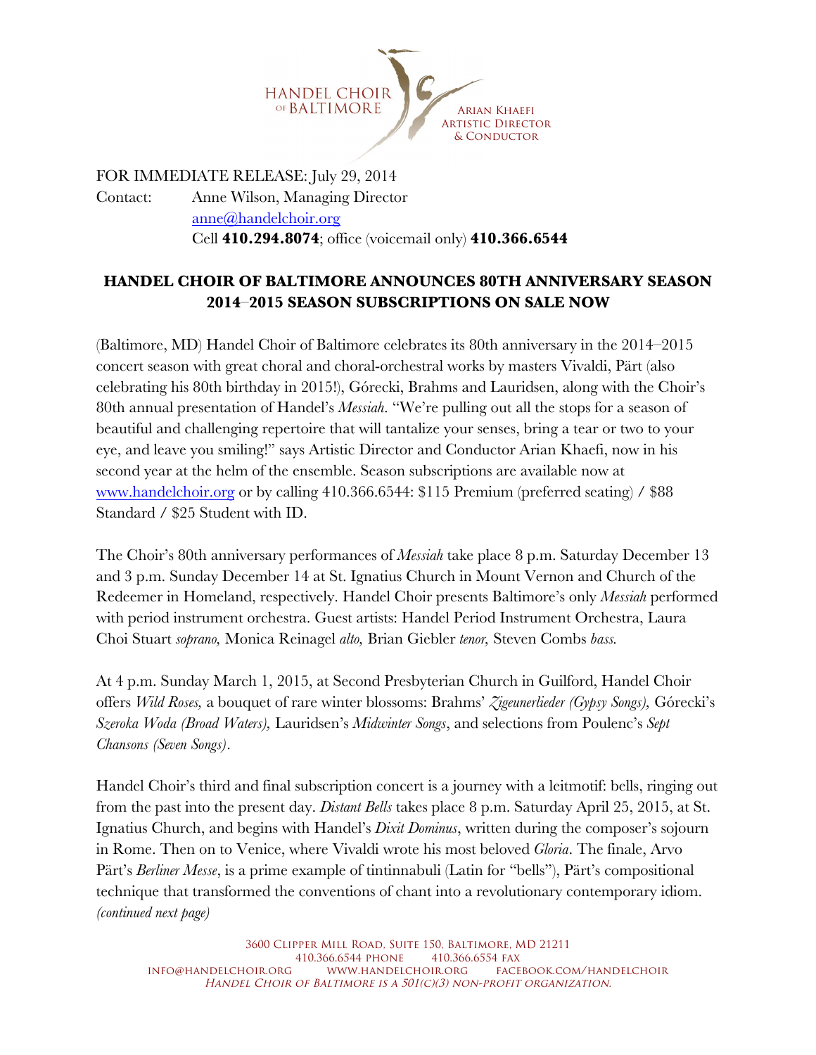HANDEL CHOIR of BALTIMORE

ARIAN KHAEFI
ARTISTIC DIRECTOR
& CONDUCTOR

FOR IMMEDIATE RELEASE: July 29, 2014
Contact: Anne Wilson, Managing Director
anne@handelchoir.org
Cell **410.294.8074**; office (voicemail only) **410.366.6544**

## HANDEL CHOIR OF BALTIMORE ANNOUNCES 80TH ANNIVERSARY SEASON 2014–2015 SEASON SUBSCRIPTIONS ON SALE NOW

(Baltimore, MD) Handel Choir of Baltimore celebrates its 80th anniversary in the 2014–2015 concert season with great choral and choral-orchestral works by masters Vivaldi, Pärt (also celebrating his 80th birthday in 2015!), Górecki, Brahms and Lauridsen, along with the Choir's 80th annual presentation of Handel's *Messiah*. "We're pulling out all the stops for a season of beautiful and challenging repertoire that will tantalize your senses, bring a tear or two to your eye, and leave you smiling!" says Artistic Director and Conductor Arian Khaefi, now in his second year at the helm of the ensemble. Season subscriptions are available now at www.handelchoir.org or by calling 410.366.6544: $115 Premium (preferred seating) / $88 Standard / $25 Student with ID.

The Choir's 80th anniversary performances of *Messiah* take place 8 p.m. Saturday December 13 and 3 p.m. Sunday December 14 at St. Ignatius Church in Mount Vernon and Church of the Redeemer in Homeland, respectively. Handel Choir presents Baltimore's only *Messiah* performed with period instrument orchestra. Guest artists: Handel Period Instrument Orchestra, Laura Choi Stuart *soprano,* Monica Reinagel *alto,* Brian Giebler *tenor,* Steven Combs *bass.*

At 4 p.m. Sunday March 1, 2015, at Second Presbyterian Church in Guilford, Handel Choir offers *Wild Roses,* a bouquet of rare winter blossoms: Brahms' *Zigeunerlieder (Gypsy Songs),* Górecki's *Szeroka Woda (Broad Waters),* Lauridsen's *Midwinter Songs*, and selections from Poulenc's *Sept Chansons (Seven Songs)*.

Handel Choir's third and final subscription concert is a journey with a leitmotif: bells, ringing out from the past into the present day. *Distant Bells* takes place 8 p.m. Saturday April 25, 2015, at St. Ignatius Church, and begins with Handel's *Dixit Dominus*, written during the composer's sojourn in Rome. Then on to Venice, where Vivaldi wrote his most beloved *Gloria*. The finale, Arvo Pärt's *Berliner Messe*, is a prime example of tintinnabuli (Latin for "bells"), Pärt's compositional technique that transformed the conventions of chant into a revolutionary contemporary idiom.
*(continued next page)*

3600 Clipper Mill Road, Suite 150, Baltimore, MD 21211
410.366.6544 phone 410.366.6554 fax
info@handelchoir.org www.handelchoir.org facebook.com/handelchoir
*Handel Choir of Baltimore is a 501(c)(3) non-profit organization.*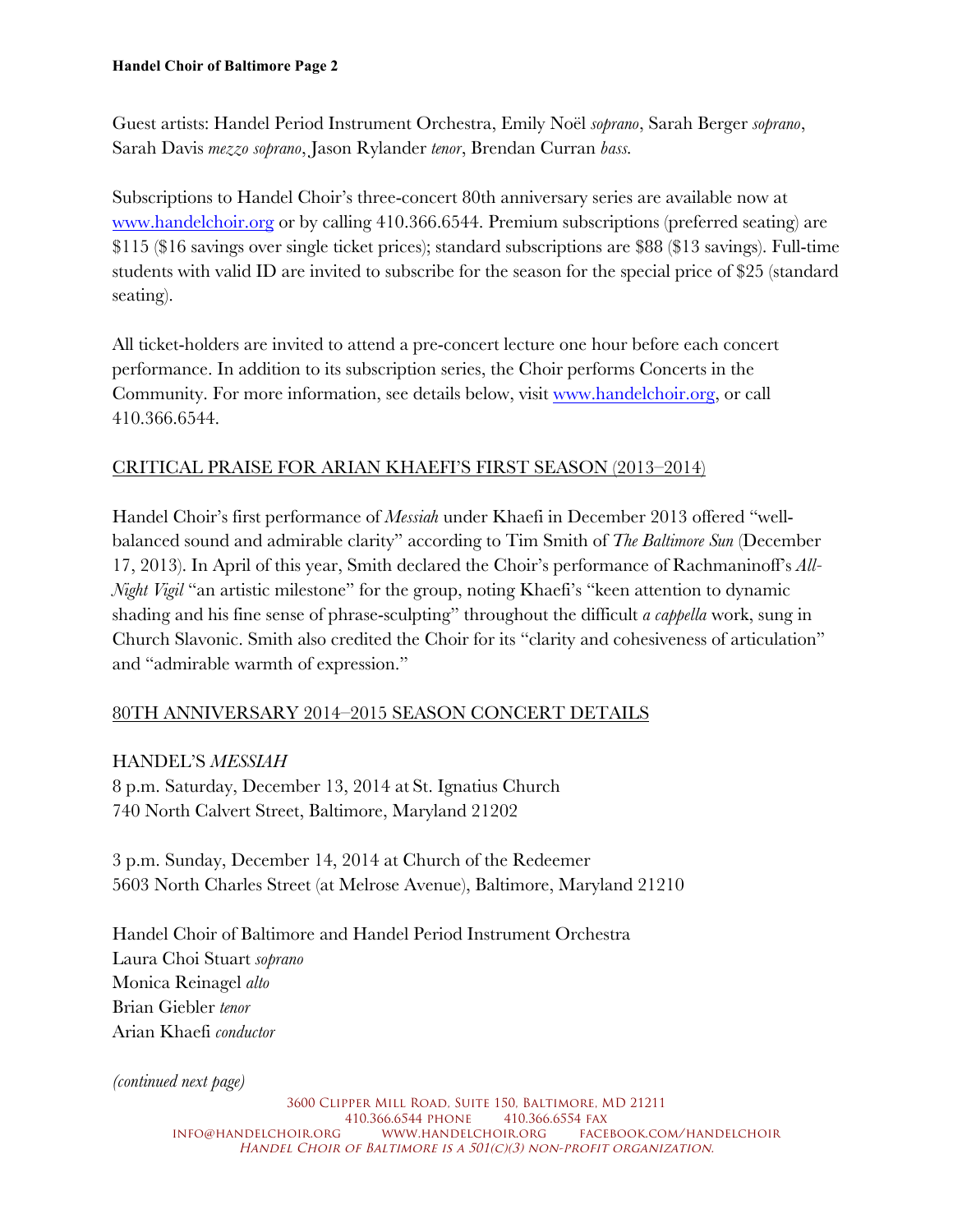Guest artists: Handel Period Instrument Orchestra, Emily Noël *soprano*, Sarah Berger *soprano*, Sarah Davis *mezzo soprano*, Jason Rylander *tenor*, Brendan Curran *bass.*

Subscriptions to Handel Choir's three-concert 80th anniversary series are available now at www.handelchoir.org or by calling 410.366.6544. Premium subscriptions (preferred seating) are $115 ($16 savings over single ticket prices); standard subscriptions are $88 ($13 savings). Full-time students with valid ID are invited to subscribe for the season for the special price of $25 (standard seating).

All ticket-holders are invited to attend a pre-concert lecture one hour before each concert performance. In addition to its subscription series, the Choir performs Concerts in the Community. For more information, see details below, visit www.handelchoir.org, or call 410.366.6544.

## CRITICAL PRAISE FOR ARIAN KHAEFI'S FIRST SEASON (2013–2014)

Handel Choir's first performance of *Messiah* under Khaefi in December 2013 offered "well-balanced sound and admirable clarity" according to Tim Smith of *The Baltimore Sun* (December 17, 2013). In April of this year, Smith declared the Choir's performance of Rachmaninoff's *All-Night Vigil* "an artistic milestone" for the group, noting Khaefi's "keen attention to dynamic shading and his fine sense of phrase-sculpting" throughout the difficult *a cappella* work, sung in Church Slavonic. Smith also credited the Choir for its "clarity and cohesiveness of articulation" and "admirable warmth of expression."

## 80TH ANNIVERSARY 2014–2015 SEASON CONCERT DETAILS

### HANDEL'S *MESSIAH*

8 p.m. Saturday, December 13, 2014 at St. Ignatius Church
740 North Calvert Street, Baltimore, Maryland 21202

3 p.m. Sunday, December 14, 2014 at Church of the Redeemer
5603 North Charles Street (at Melrose Avenue), Baltimore, Maryland 21210

Handel Choir of Baltimore and Handel Period Instrument Orchestra
Laura Choi Stuart *soprano*
Monica Reinagel *alto*
Brian Giebler *tenor*
Arian Khaefi *conductor*

*(continued next page)*

3600 Clipper Mill Road, Suite 150, Baltimore, MD 21211
410.366.6544 phone 410.366.6554 fax
info@handelchoir.org www.handelchoir.org facebook.com/handelchoir
*Handel Choir of Baltimore is a 501(c)(3) non-profit organization.*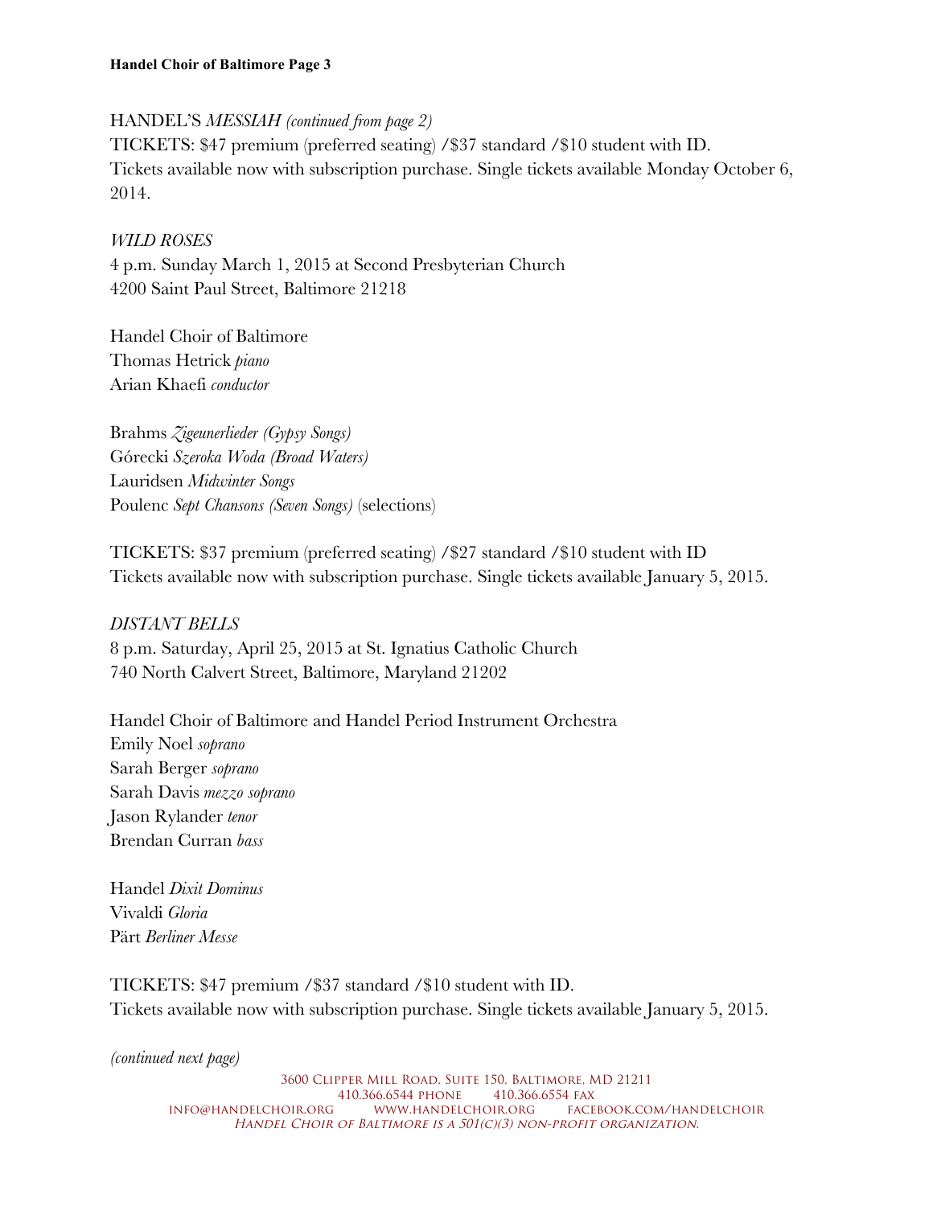HANDEL'S *MESSIAH (continued from page 2)*
TICKETS: $47 premium (preferred seating) /$37 standard /$10 student with ID.
Tickets available now with subscription purchase. Single tickets available Monday October 6, 2014.

*WILD ROSES*
4 p.m. Sunday March 1, 2015 at Second Presbyterian Church
4200 Saint Paul Street, Baltimore 21218

Handel Choir of Baltimore
Thomas Hetrick *piano*
Arian Khaefi *conductor*

Brahms *Zigeunerlieder (Gypsy Songs)*
Górecki *Szeroka Woda (Broad Waters)*
Lauridsen *Midwinter Songs*
Poulenc *Sept Chansons (Seven Songs)* (selections)

TICKETS: $37 premium (preferred seating) /$27 standard /$10 student with ID
Tickets available now with subscription purchase. Single tickets available January 5, 2015.

*DISTANT BELLS*
8 p.m. Saturday, April 25, 2015 at St. Ignatius Catholic Church
740 North Calvert Street, Baltimore, Maryland 21202

Handel Choir of Baltimore and Handel Period Instrument Orchestra
Emily Noel *soprano*
Sarah Berger *soprano*
Sarah Davis *mezzo soprano*
Jason Rylander *tenor*
Brendan Curran *bass*

Handel *Dixit Dominus*
Vivaldi *Gloria*
Pärt *Berliner Messe*

TICKETS: $47 premium /$37 standard /$10 student with ID.
Tickets available now with subscription purchase. Single tickets available January 5, 2015.

*(continued next page)*

3600 Clipper Mill Road, Suite 150, Baltimore, MD 21211
410.366.6544 phone 410.366.6554 fax
info@handelchoir.org www.handelchoir.org facebook.com/handelchoir
*Handel Choir of Baltimore is a 501(c)(3) non-profit organization.*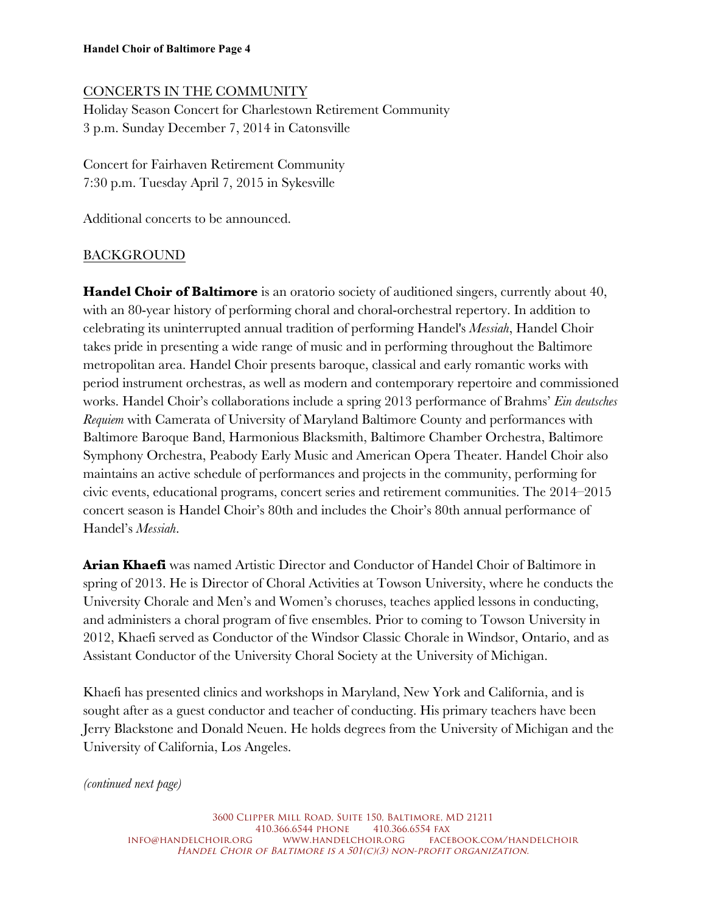## CONCERTS IN THE COMMUNITY

Holiday Season Concert for Charlestown Retirement Community
3 p.m. Sunday December 7, 2014 in Catonsville

Concert for Fairhaven Retirement Community
7:30 p.m. Tuesday April 7, 2015 in Sykesville

Additional concerts to be announced.

## BACKGROUND

**Handel Choir of Baltimore** is an oratorio society of auditioned singers, currently about 40, with an 80-year history of performing choral and choral-orchestral repertory. In addition to celebrating its uninterrupted annual tradition of performing Handel's *Messiah*, Handel Choir takes pride in presenting a wide range of music and in performing throughout the Baltimore metropolitan area. Handel Choir presents baroque, classical and early romantic works with period instrument orchestras, as well as modern and contemporary repertoire and commissioned works. Handel Choir's collaborations include a spring 2013 performance of Brahms' *Ein deutsches Requiem* with Camerata of University of Maryland Baltimore County and performances with Baltimore Baroque Band, Harmonious Blacksmith, Baltimore Chamber Orchestra, Baltimore Symphony Orchestra, Peabody Early Music and American Opera Theater. Handel Choir also maintains an active schedule of performances and projects in the community, performing for civic events, educational programs, concert series and retirement communities. The 2014–2015 concert season is Handel Choir's 80th and includes the Choir's 80th annual performance of Handel's *Messiah*.

**Arian Khaefi** was named Artistic Director and Conductor of Handel Choir of Baltimore in spring of 2013. He is Director of Choral Activities at Towson University, where he conducts the University Chorale and Men's and Women's choruses, teaches applied lessons in conducting, and administers a choral program of five ensembles. Prior to coming to Towson University in 2012, Khaefi served as Conductor of the Windsor Classic Chorale in Windsor, Ontario, and as Assistant Conductor of the University Choral Society at the University of Michigan.

Khaefi has presented clinics and workshops in Maryland, New York and California, and is sought after as a guest conductor and teacher of conducting. His primary teachers have been Jerry Blackstone and Donald Neuen. He holds degrees from the University of Michigan and the University of California, Los Angeles.

*(continued next page)*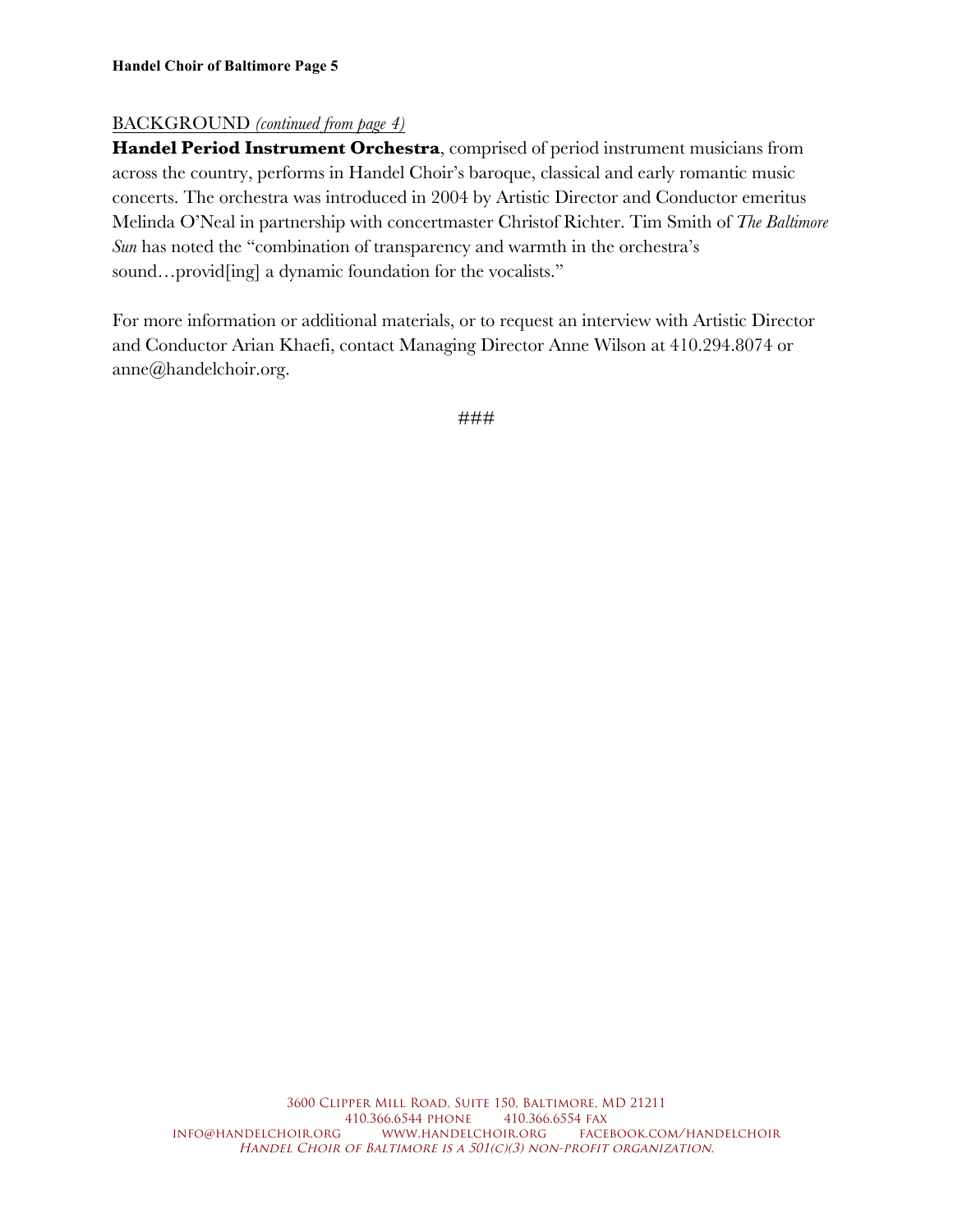BACKGROUND *(continued from page 4)*

**Handel Period Instrument Orchestra**, comprised of period instrument musicians from across the country, performs in Handel Choir's baroque, classical and early romantic music concerts. The orchestra was introduced in 2004 by Artistic Director and Conductor emeritus Melinda O'Neal in partnership with concertmaster Christof Richter. Tim Smith of *The Baltimore Sun* has noted the "combination of transparency and warmth in the orchestra's sound…provid[ing] a dynamic foundation for the vocalists."

For more information or additional materials, or to request an interview with Artistic Director and Conductor Arian Khaefi, contact Managing Director Anne Wilson at 410.294.8074 or anne@handelchoir.org.

###

3600 Clipper Mill Road, Suite 150, Baltimore, MD 21211
410.366.6544 phone 410.366.6554 fax
info@handelchoir.org www.handelchoir.org facebook.com/handelchoir
*Handel Choir of Baltimore is a 501(c)(3) non-profit organization.*